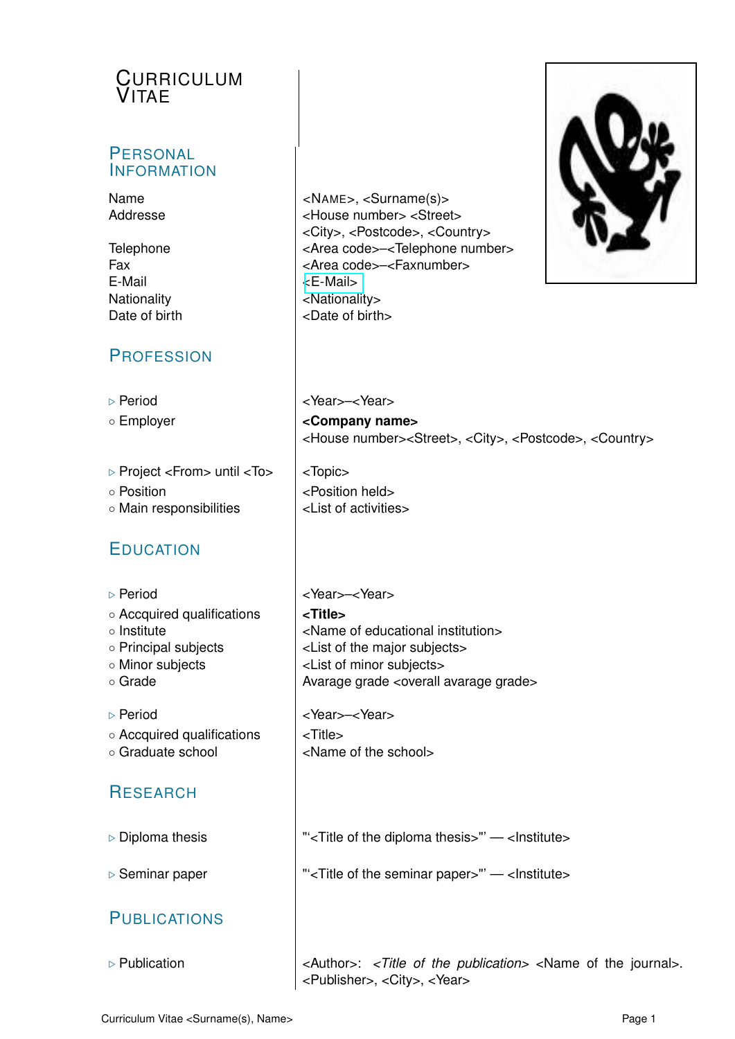# Curriculum Vitae

## Personal Information

| | |
|---|---|
| Name | <Name>, <Surname(s)> |
| Addresse | <House number> <Street> <City>, <Postcode>, <Country> |
| Telephone | <Area code>–<Telephone number> |
| Fax | <Area code>–<Faxnumber> |
| E-Mail | <E-Mail> |
| Nationality | <Nationality> |
| Date of birth | <Date of birth> |

## Profession

| | |
|---|---|
| ▷ Period | <Year>–<Year> |
| ○ Employer | **<Company name>** <House number><Street>, <City>, <Postcode>, <Country> |
| ▷ Project <From> until <To> | <Topic> |
| ○ Position | <Position held> |
| ○ Main responsibilities | <List of activities> |

## Education

| | |
|---|---|
| ▷ Period | <Year>–<Year> |
| ○ Accquired qualifications | **<Title>** |
| ○ Institute | <Name of educational institution> |
| ○ Principal subjects | <List of the major subjects> |
| ○ Minor subjects | <List of minor subjects> |
| ○ Grade | Avarage grade <overall avarage grade> |
| ▷ Period | <Year>–<Year> |
| ○ Accquired qualifications | <Title> |
| ○ Graduate school | <Name of the school> |

## Research

| | |
|---|---|
| ▷ Diploma thesis | "'<Title of the diploma thesis>"' — <Institute> |
| ▷ Seminar paper | "'<Title of the seminar paper>"' — <Institute> |

## Publications

| | |
|---|---|
| ▷ Publication | <Author>: *<Title of the publication>* <Name of the journal>. <Publisher>, <City>, <Year> |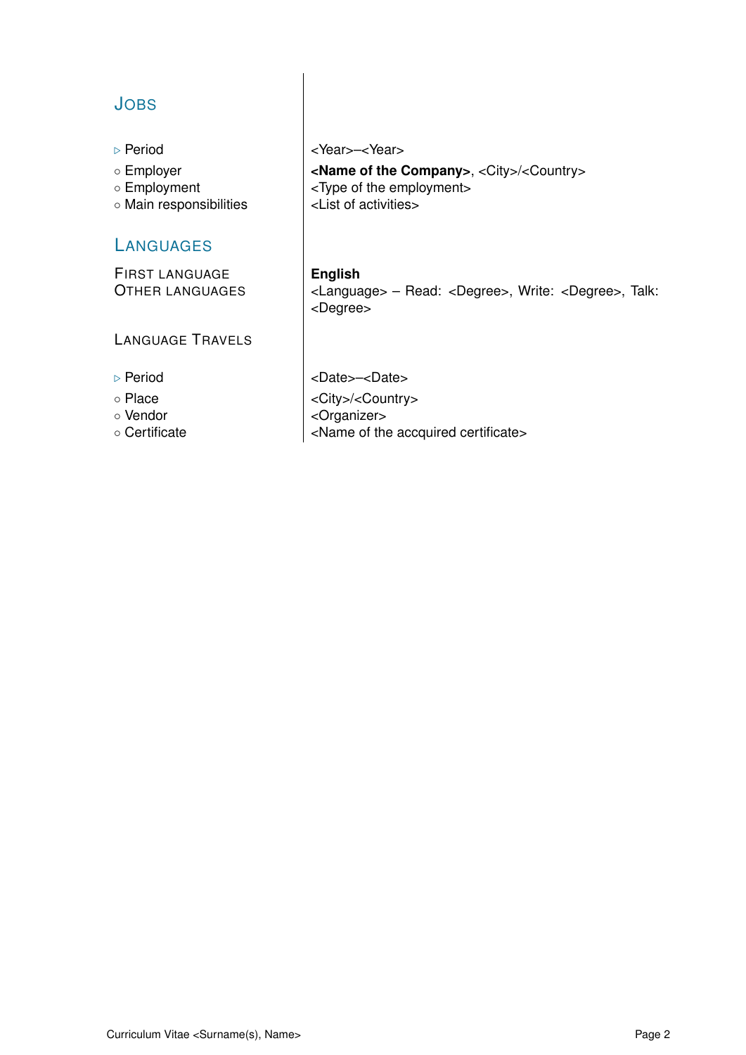## Jobs

| | |
|---|---|
| ▹ Period | <Year>–<Year> |
| ◦ Employer | **<Name of the Company>**, <City>/<Country> |
| ◦ Employment | <Type of the employment> |
| ◦ Main responsibilities | <List of activities> |

## Languages

| | |
|---|---|
| First language | **English** |
| Other languages | <Language> – Read: <Degree>, Write: <Degree>, Talk: <Degree> |

### Language Travels

| | |
|---|---|
| ▹ Period | <Date>–<Date> |
| ◦ Place | <City>/<Country> |
| ◦ Vendor | <Organizer> |
| ◦ Certificate | <Name of the accquired certificate> |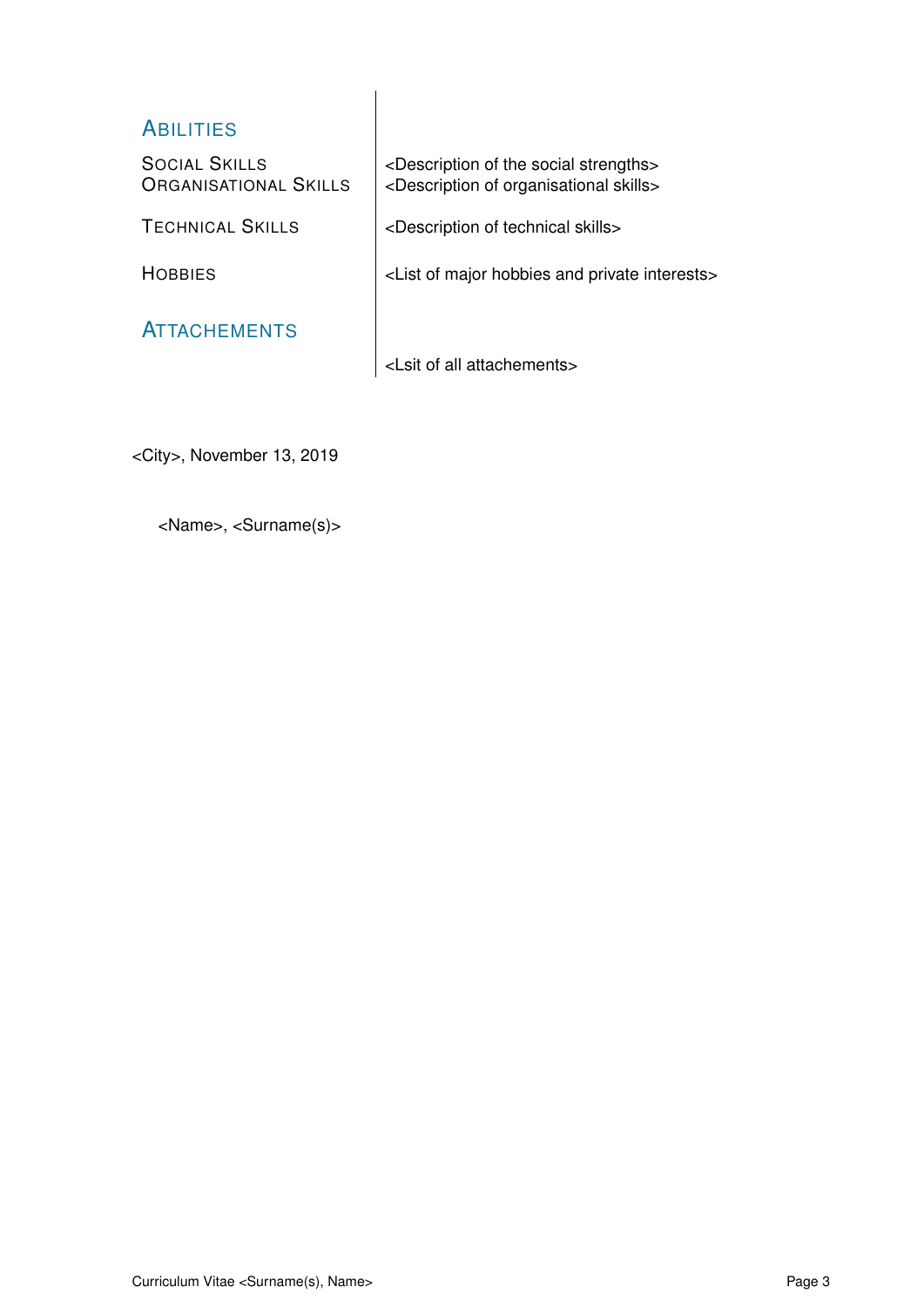## Abilities

| | |
|---|---|
| Social Skills | <Description of the social strengths> |
| Organisational Skills | <Description of organisational skills> |
| Technical Skills | <Description of technical skills> |
| Hobbies | <List of major hobbies and private interests> |

## Attachements

<Lsit of all attachements>

<City>, November 13, 2019

<Name>, <Surname(s)>